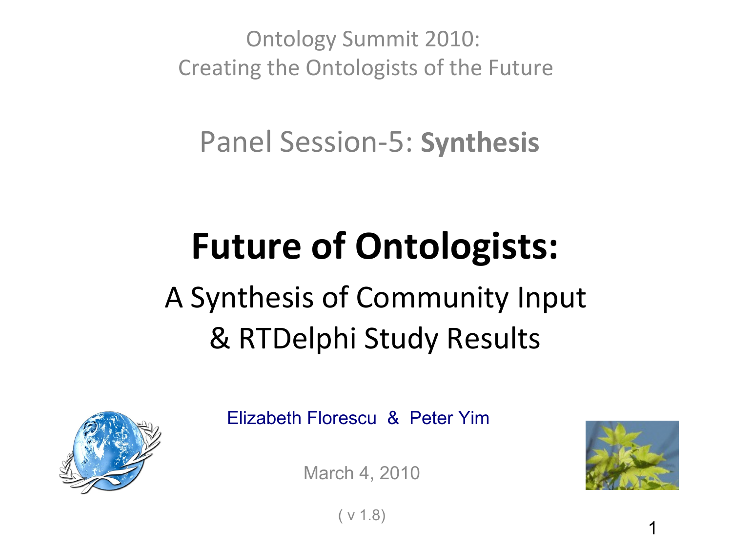Ontology Summit 2010:
Creating the Ontologists of the Future

Panel Session-5: **Synthesis**

# Future of Ontologists:

## A Synthesis of Community Input & RTDelphi Study Results

Elizabeth Florescu & Peter Yim

March 4, 2010

( v 1.8)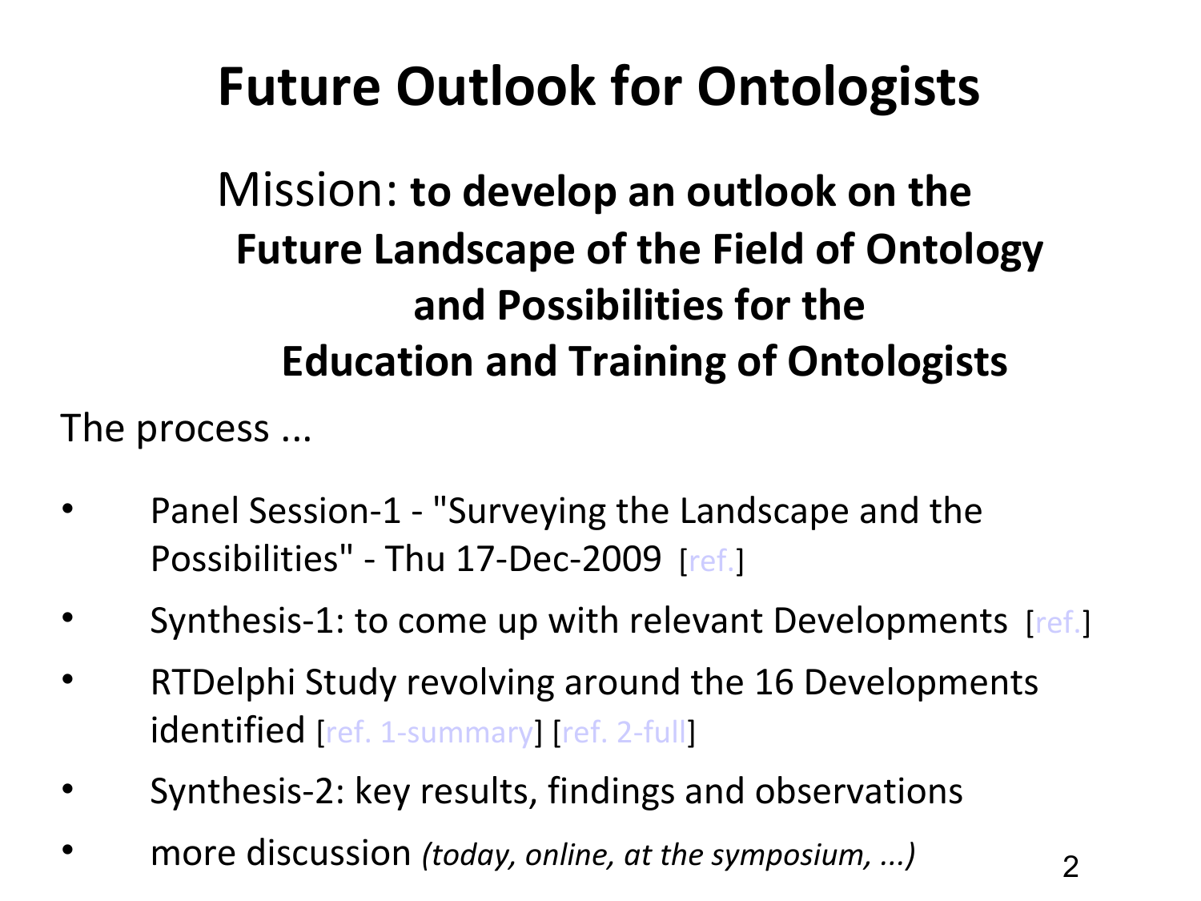# Future Outlook for Ontologists

Mission: **to develop an outlook on the Future Landscape of the Field of Ontology and Possibilities for the Education and Training of Ontologists**

The process ...

- Panel Session-1 - "Surveying the Landscape and the Possibilities" - Thu 17-Dec-2009 [ref.]
- Synthesis-1: to come up with relevant Developments [ref.]
- RTDelphi Study revolving around the 16 Developments identified [ref. 1-summary] [ref. 2-full]
- Synthesis-2: key results, findings and observations
- more discussion *(today, online, at the symposium, ...)*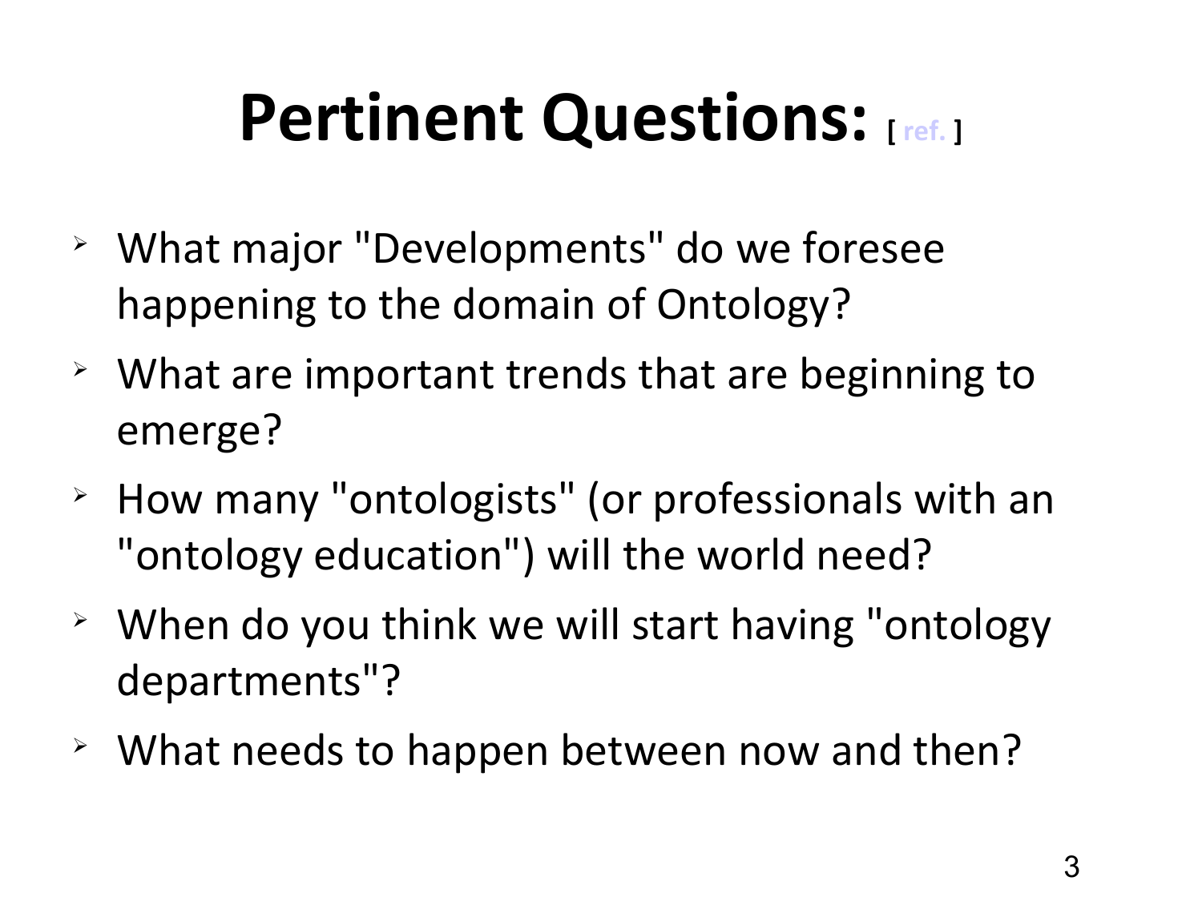# Pertinent Questions: [ ref. ]

- What major "Developments" do we foresee happening to the domain of Ontology?
- What are important trends that are beginning to emerge?
- How many "ontologists" (or professionals with an "ontology education") will the world need?
- When do you think we will start having "ontology departments"?
- What needs to happen between now and then?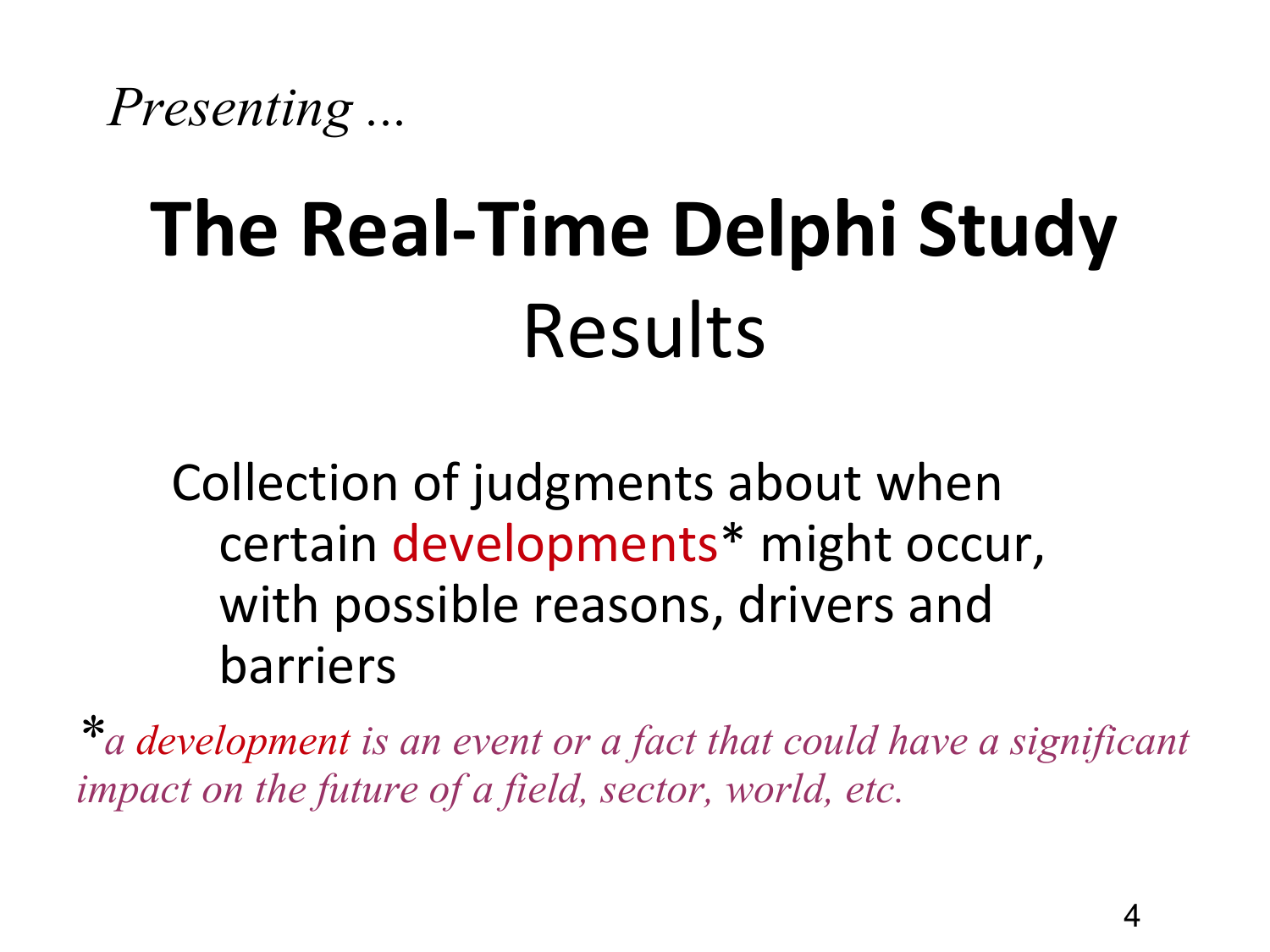*Presenting ...*

# The Real-Time Delphi Study

## Results

Collection of judgments about when certain developments* might occur, with possible reasons, drivers and barriers

**a development is an event or a fact that could have a significant impact on the future of a field, sector, world, etc.*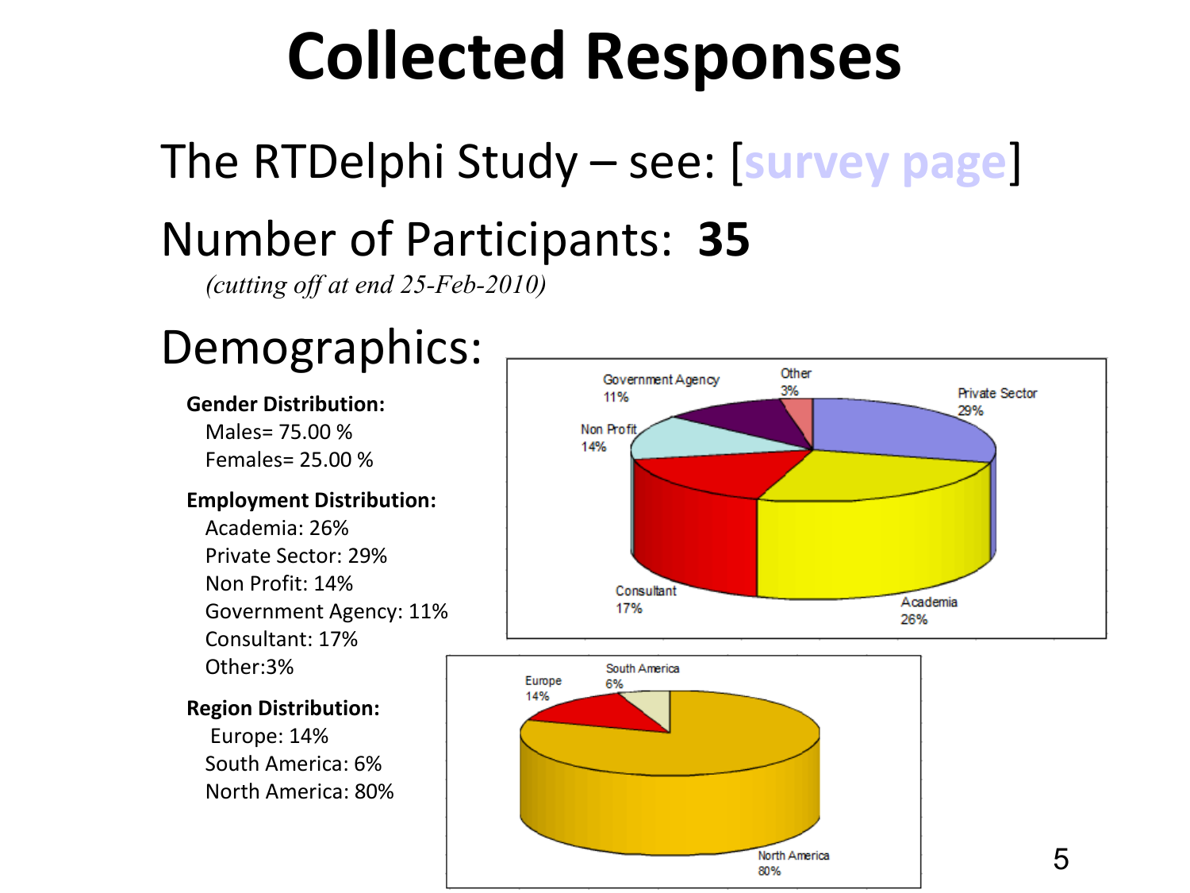# Collected Responses

The RTDelphi Study – see: [survey page]

Number of Participants: **35**

*(cutting off at end 25-Feb-2010)*

## Demographics:

**Gender Distribution:**

- Males= 75.00 %
- Females= 25.00 %

**Employment Distribution:**

- Academia: 26%
- Private Sector: 29%
- Non Profit: 14%
- Government Agency: 11%
- Consultant: 17%
- Other:3%

**Region Distribution:**

- Europe: 14%
- South America: 6%
- North America: 80%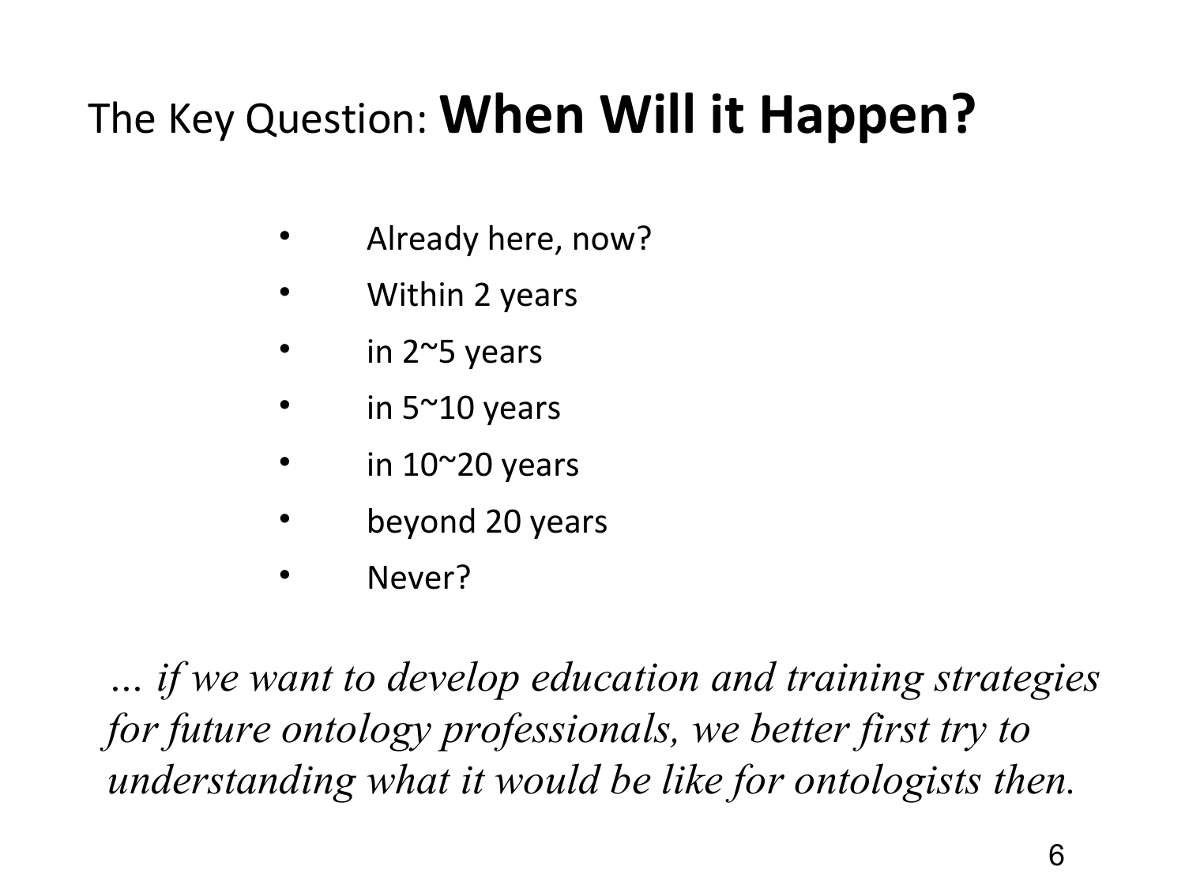# The Key Question: **When Will it Happen?**

- Already here, now?
- Within 2 years
- in 2~5 years
- in 5~10 years
- in 10~20 years
- beyond 20 years
- Never?

*... if we want to develop education and training strategies for future ontology professionals, we better first try to understanding what it would be like for ontologists then.*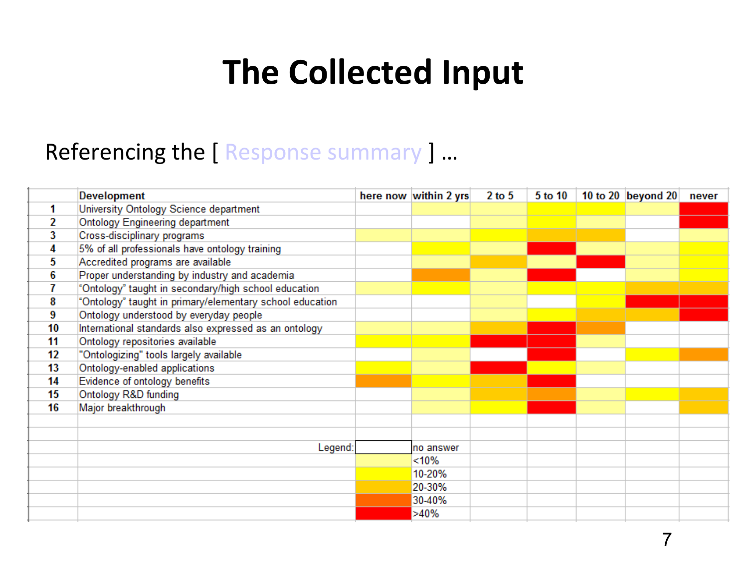# The Collected Input

Referencing the [ Response summary ] …

| | Development | here now | within 2 yrs | 2 to 5 | 5 to 10 | 10 to 20 | beyond 20 | never |
|---|---|---|---|---|---|---|---|---|
| 1 | University Ontology Science department | | | | | | | |
| 2 | Ontology Engineering department | | | | | | | |
| 3 | Cross-disciplinary programs | | | | | | | |
| 4 | 5% of all professionals have ontology training | | | | | | | |
| 5 | Accredited programs are available | | | | | | | |
| 6 | Proper understanding by industry and academia | | | | | | | |
| 7 | "Ontology" taught in secondary/high school education | | | | | | | |
| 8 | "Ontology" taught in primary/elementary school education | | | | | | | |
| 9 | Ontology understood by everyday people | | | | | | | |
| 10 | International standards also expressed as an ontology | | | | | | | |
| 11 | Ontology repositories available | | | | | | | |
| 12 | "Ontologizing" tools largely available | | | | | | | |
| 13 | Ontology-enabled applications | | | | | | | |
| 14 | Evidence of ontology benefits | | | | | | | |
| 15 | Ontology R&D funding | | | | | | | |
| 16 | Major breakthrough | | | | | | | |

Legend:

- no answer
- <10%
- 10-20%
- 20-30%
- 30-40%
- >40%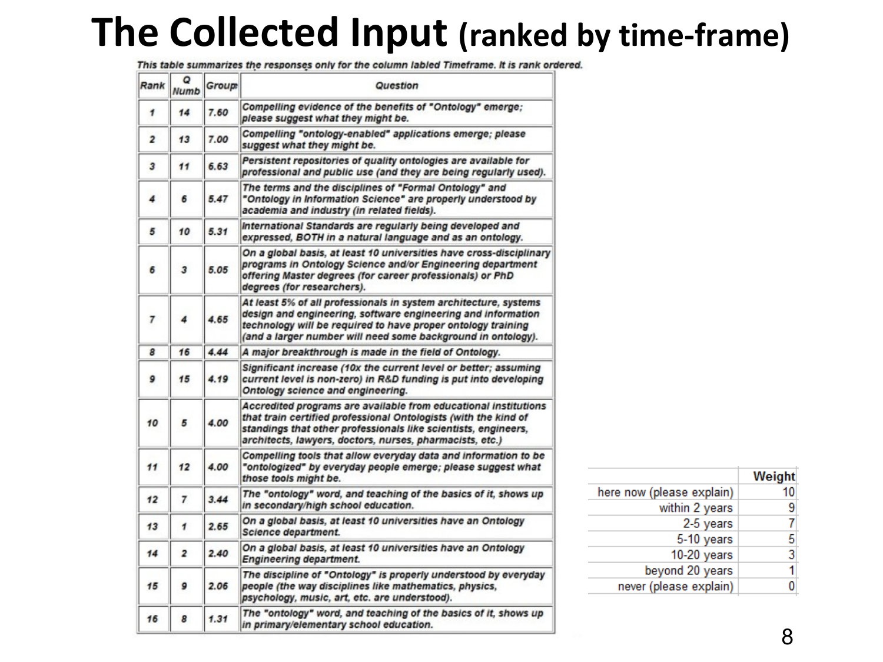# The Collected Input (ranked by time-frame)

*This table summarizes the responses only for the column labled Timeframe. It is rank ordered.*

| Rank | Q Numb | Group | Question |
|---|---|---|---|
| 1 | 14 | 7.60 | Compelling evidence of the benefits of "Ontology" emerge; please suggest what they might be. |
| 2 | 13 | 7.00 | Compelling "ontology-enabled" applications emerge; please suggest what they might be. |
| 3 | 11 | 6.63 | Persistent repositories of quality ontologies are available for professional and public use (and they are being regularly used). |
| 4 | 6 | 5.47 | The terms and the disciplines of "Formal Ontology" and "Ontology in Information Science" are properly understood by academia and industry (in related fields). |
| 5 | 10 | 5.31 | International Standards are regularly being developed and expressed, BOTH in a natural language and as an ontology. |
| 6 | 3 | 5.05 | On a global basis, at least 10 universities have cross-disciplinary programs in Ontology Science and/or Engineering department offering Master degrees (for career professionals) or PhD degrees (for researchers). |
| 7 | 4 | 4.65 | At least 5% of all professionals in system architecture, systems design and engineering, software engineering and information technology will be required to have proper ontology training (and a larger number will need some background in ontology). |
| 8 | 16 | 4.44 | A major breakthrough is made in the field of Ontology. |
| 9 | 15 | 4.19 | Significant increase (10x the current level or better; assuming current level is non-zero) in R&D funding is put into developing Ontology science and engineering. |
| 10 | 5 | 4.00 | Accredited programs are available from educational institutions that train certified professional Ontologists (with the kind of standings that other professionals like scientists, engineers, architects, lawyers, doctors, nurses, pharmacists, etc.) |
| 11 | 12 | 4.00 | Compelling tools that allow everyday data and information to be "ontologized" by everyday people emerge; please suggest what those tools might be. |
| 12 | 7 | 3.44 | The "ontology" word, and teaching of the basics of it, shows up in secondary/high school education. |
| 13 | 1 | 2.65 | On a global basis, at least 10 universities have an Ontology Science department. |
| 14 | 2 | 2.40 | On a global basis, at least 10 universities have an Ontology Engineering department. |
| 15 | 9 | 2.06 | The discipline of "Ontology" is properly understood by everyday people (the way disciplines like mathematics, physics, psychology, music, art, etc. are understood). |
| 16 | 8 | 1.31 | The "ontology" word, and teaching of the basics of it, shows up in primary/elementary school education. |

| | Weight |
|---|---|
| here now (please explain) | 10 |
| within 2 years | 9 |
| 2-5 years | 7 |
| 5-10 years | 5 |
| 10-20 years | 3 |
| beyond 20 years | 1 |
| never (please explain) | 0 |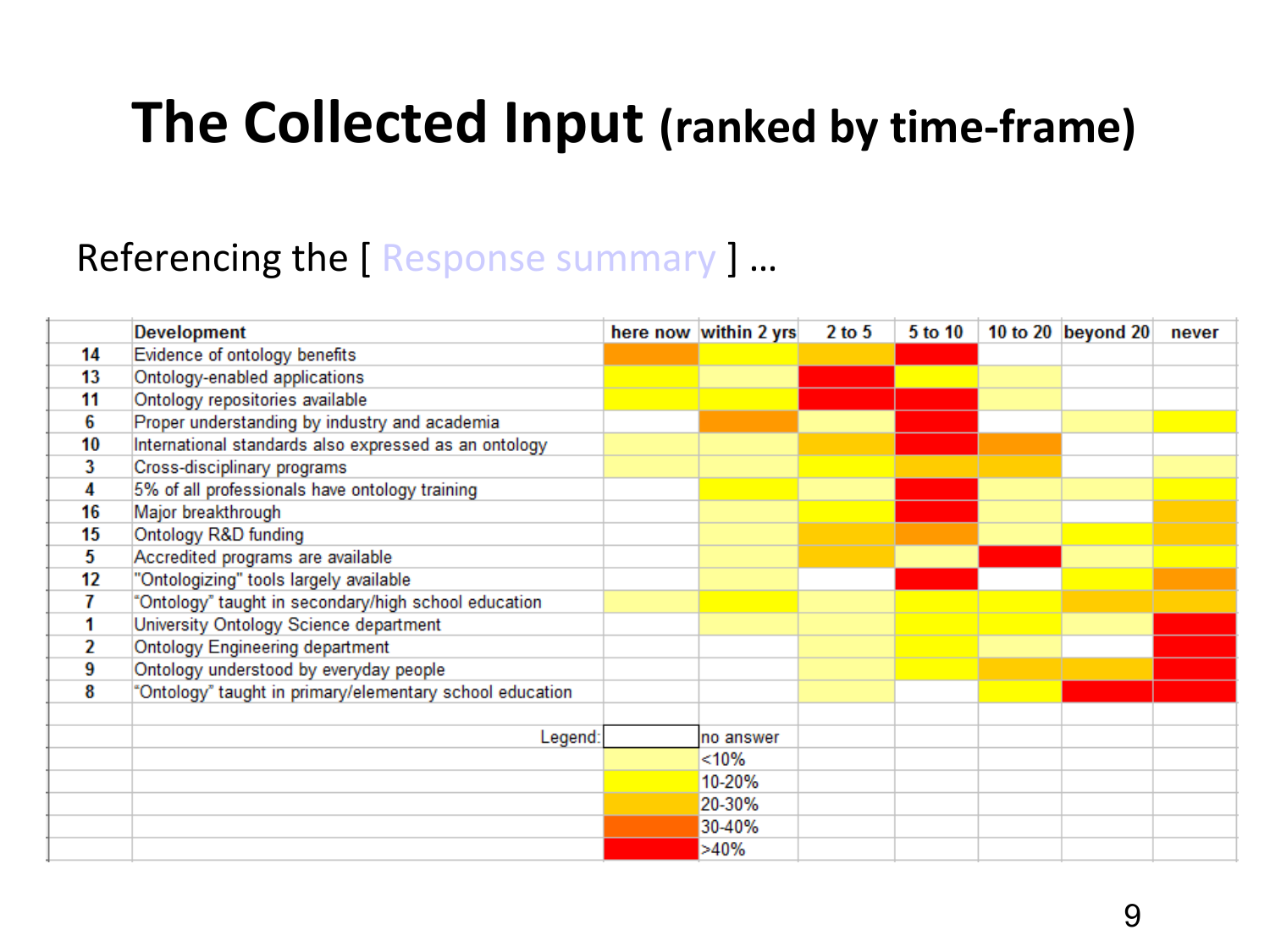# The Collected Input (ranked by time-frame)

Referencing the [ Response summary ] …

| | Development | here now | within 2 yrs | 2 to 5 | 5 to 10 | 10 to 20 | beyond 20 | never |
|---|---|---|---|---|---|---|---|---|
| 14 | Evidence of ontology benefits | 30-40% | 20-30% | 20-30% | >40% | | | |
| 13 | Ontology-enabled applications | 10-20% | <10% | >40% | 10-20% | <10% | | |
| 11 | Ontology repositories available | 10-20% | 10-20% | >40% | >40% | <10% | | |
| 6 | Proper understanding by industry and academia | | 30-40% | <10% | >40% | | <10% | 10-20% |
| 10 | International standards also expressed as an ontology | <10% | <10% | 20-30% | >40% | 30-40% | | |
| 3 | Cross-disciplinary programs | <10% | <10% | 10-20% | 20-30% | 20-30% | | <10% |
| 4 | 5% of all professionals have ontology training | | 10-20% | <10% | >40% | <10% | <10% | 10-20% |
| 16 | Major breakthrough | | <10% | 10-20% | >40% | <10% | | 20-30% |
| 15 | Ontology R&D funding | | <10% | 20-30% | 30-40% | <10% | 10-20% | 20-30% |
| 5 | Accredited programs are available | | <10% | 20-30% | <10% | >40% | <10% | 10-20% |
| 12 | "Ontologizing" tools largely available | | <10% | | >40% | | 10-20% | 30-40% |
| 7 | "Ontology" taught in secondary/high school education | <10% | 10-20% | <10% | 10-20% | 10-20% | 20-30% | 20-30% |
| 1 | University Ontology Science department | | <10% | <10% | 10-20% | 10-20% | <10% | >40% |
| 2 | Ontology Engineering department | | | <10% | 10-20% | <10% | | >40% |
| 9 | Ontology understood by everyday people | | | <10% | 10-20% | 20-30% | 20-30% | >40% |
| 8 | "Ontology" taught in primary/elementary school education | | | <10% | | 10-20% | >40% | >40% |

Legend:

| Color | Meaning |
|---|---|
| (white) | no answer |
| (light yellow) | <10% |
| (yellow) | 10-20% |
| (gold) | 20-30% |
| (orange) | 30-40% |
| (red) | >40% |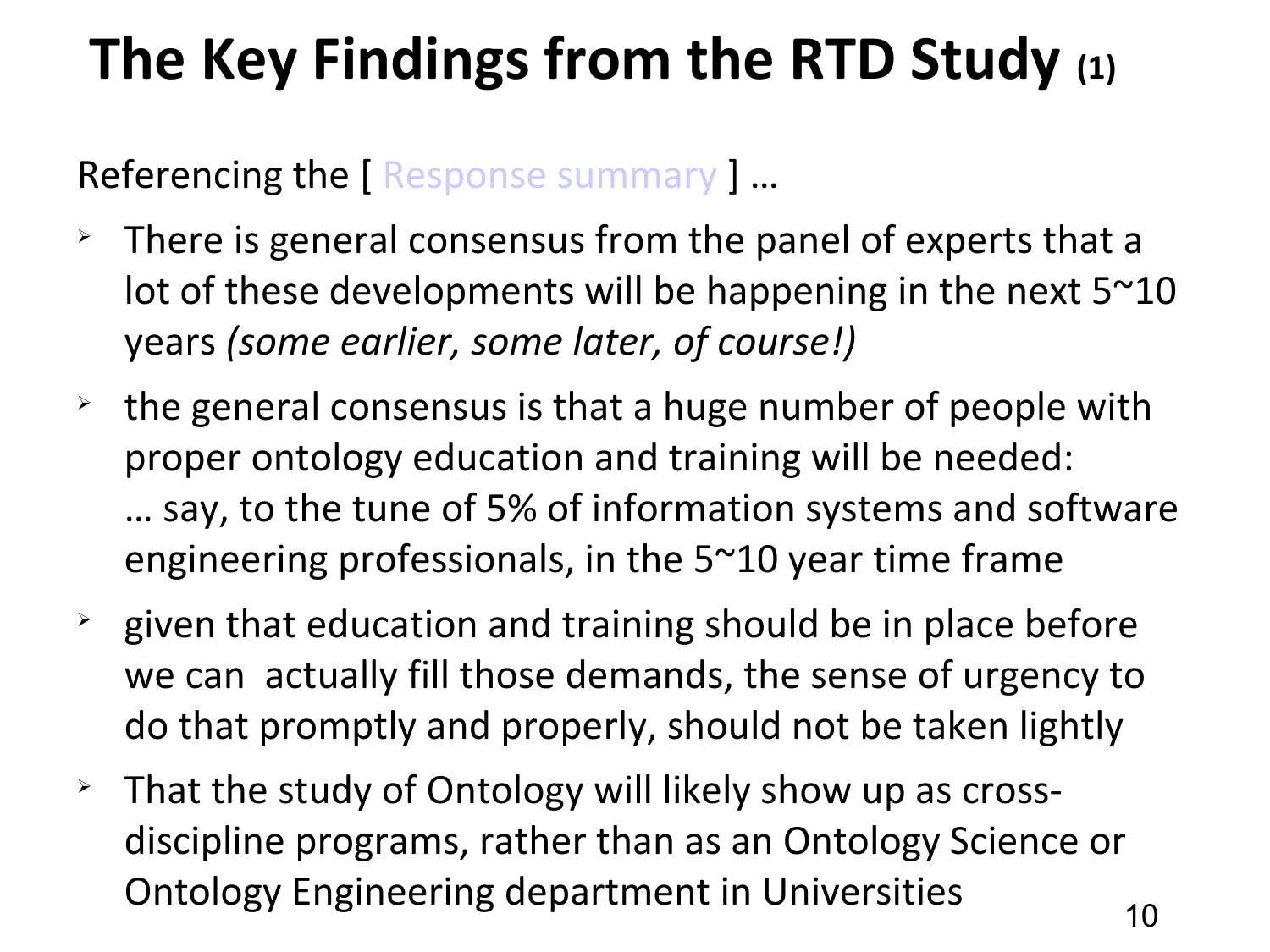# The Key Findings from the RTD Study (1)

Referencing the [ Response summary ] …

- There is general consensus from the panel of experts that a lot of these developments will be happening in the next 5~10 years *(some earlier, some later, of course!)*
- the general consensus is that a huge number of people with proper ontology education and training will be needed: … say, to the tune of 5% of information systems and software engineering professionals, in the 5~10 year time frame
- given that education and training should be in place before we can actually fill those demands, the sense of urgency to do that promptly and properly, should not be taken lightly
- That the study of Ontology will likely show up as cross-discipline programs, rather than as an Ontology Science or Ontology Engineering department in Universities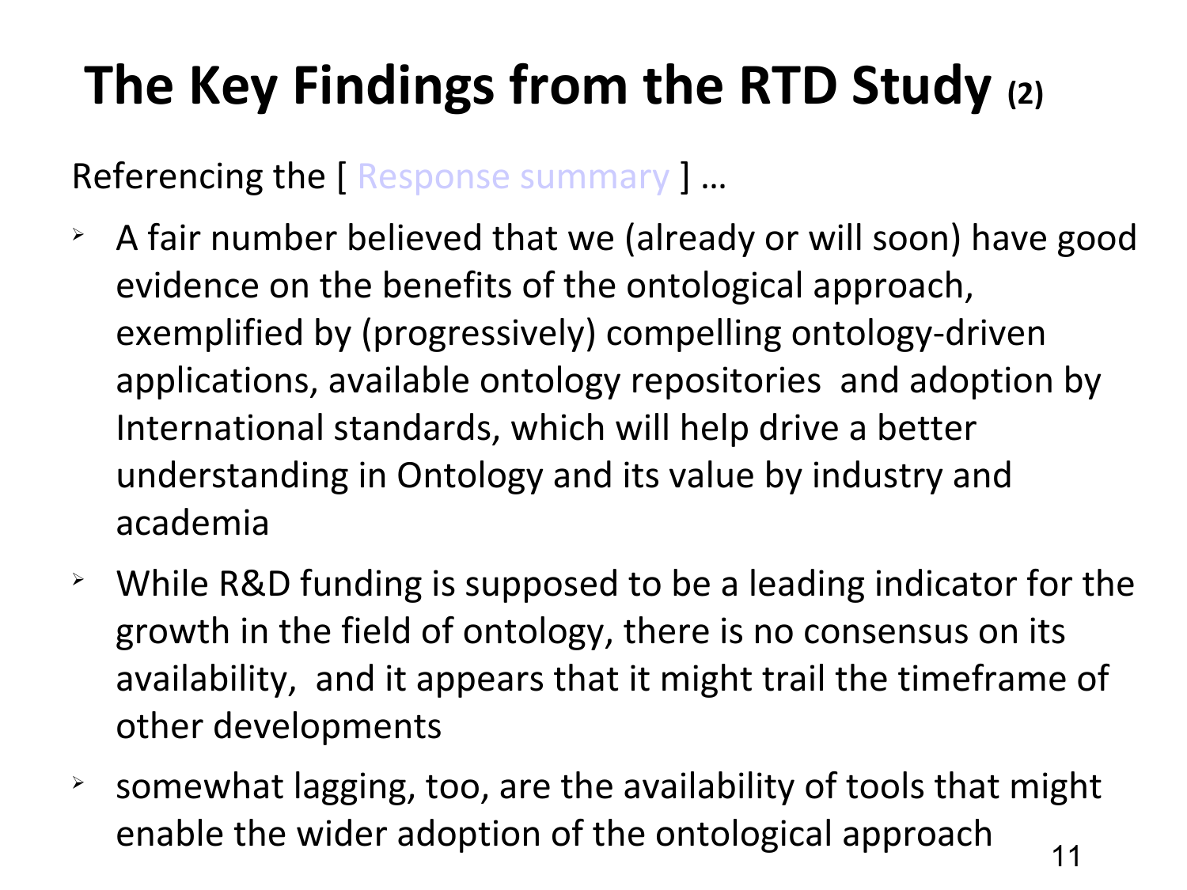# The Key Findings from the RTD Study (2)

Referencing the [ Response summary ] …

- A fair number believed that we (already or will soon) have good evidence on the benefits of the ontological approach, exemplified by (progressively) compelling ontology-driven applications, available ontology repositories and adoption by International standards, which will help drive a better understanding in Ontology and its value by industry and academia
- While R&D funding is supposed to be a leading indicator for the growth in the field of ontology, there is no consensus on its availability, and it appears that it might trail the timeframe of other developments
- somewhat lagging, too, are the availability of tools that might enable the wider adoption of the ontological approach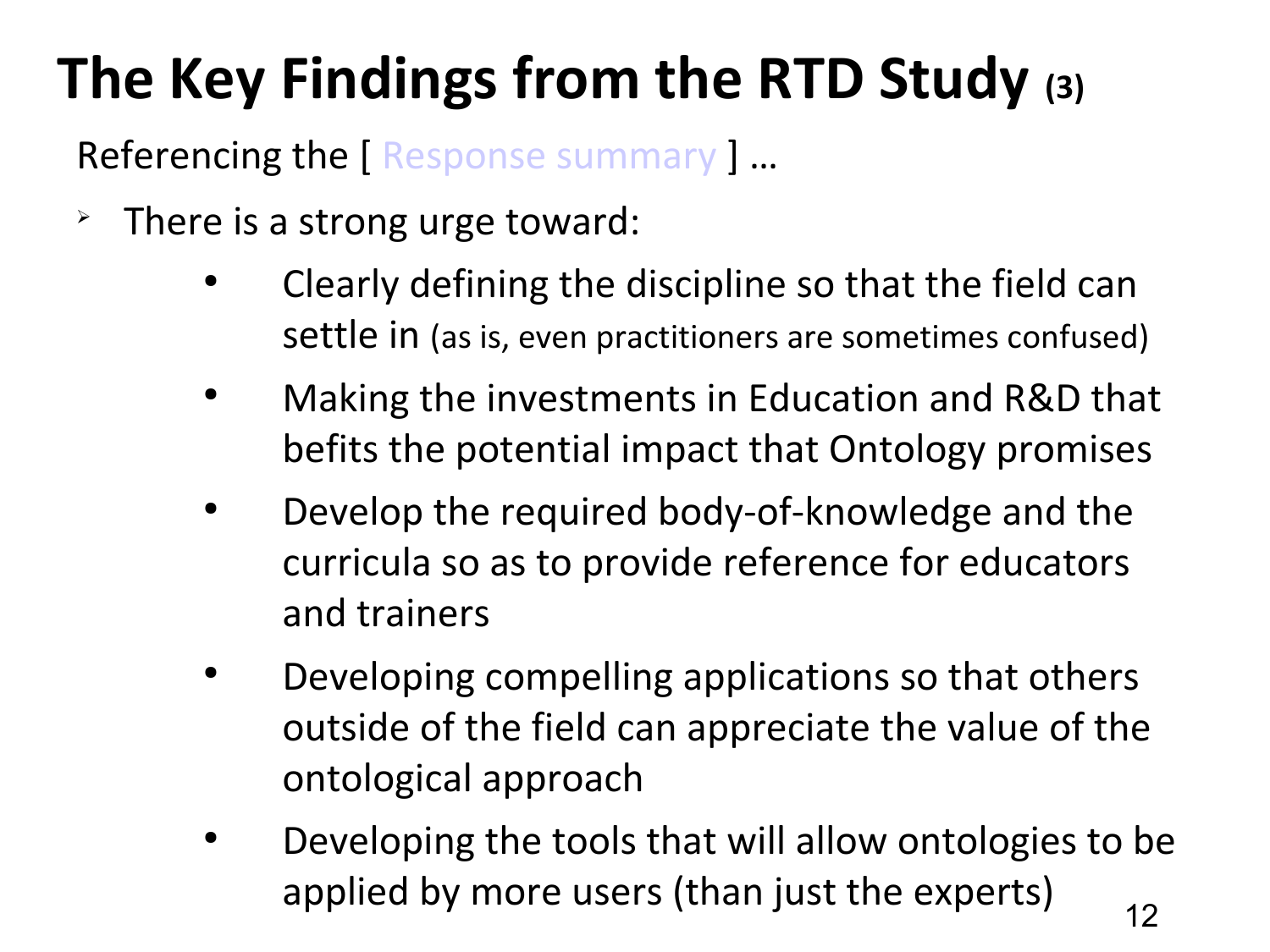# The Key Findings from the RTD Study (3)

Referencing the [ Response summary ] …

- There is a strong urge toward:
  - Clearly defining the discipline so that the field can settle in (as is, even practitioners are sometimes confused)
  - Making the investments in Education and R&D that befits the potential impact that Ontology promises
  - Develop the required body-of-knowledge and the curricula so as to provide reference for educators and trainers
  - Developing compelling applications so that others outside of the field can appreciate the value of the ontological approach
  - Developing the tools that will allow ontologies to be applied by more users (than just the experts)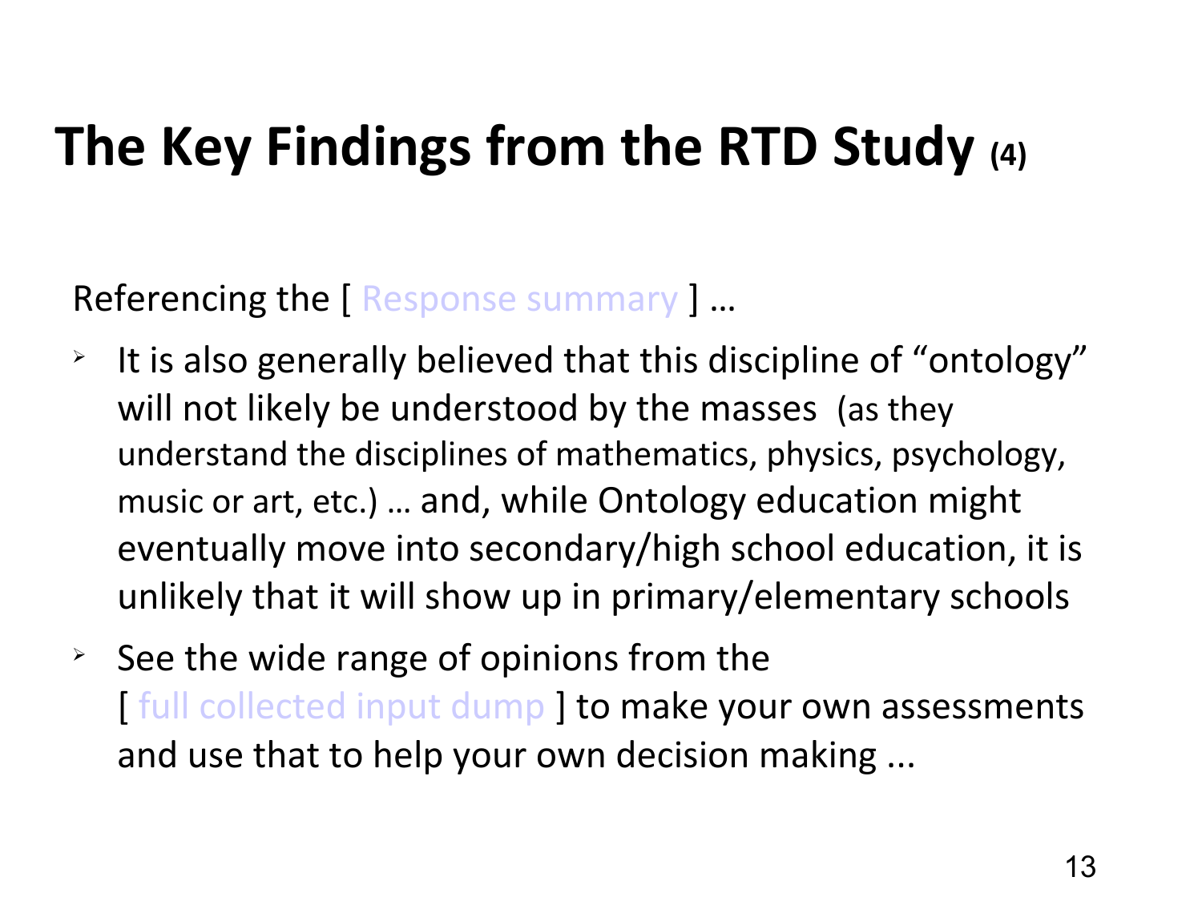# The Key Findings from the RTD Study (4)

Referencing the [ Response summary ] …

- It is also generally believed that this discipline of "ontology" will not likely be understood by the masses (as they understand the disciplines of mathematics, physics, psychology, music or art, etc.) … and, while Ontology education might eventually move into secondary/high school education, it is unlikely that it will show up in primary/elementary schools
- See the wide range of opinions from the [ full collected input dump ] to make your own assessments and use that to help your own decision making ...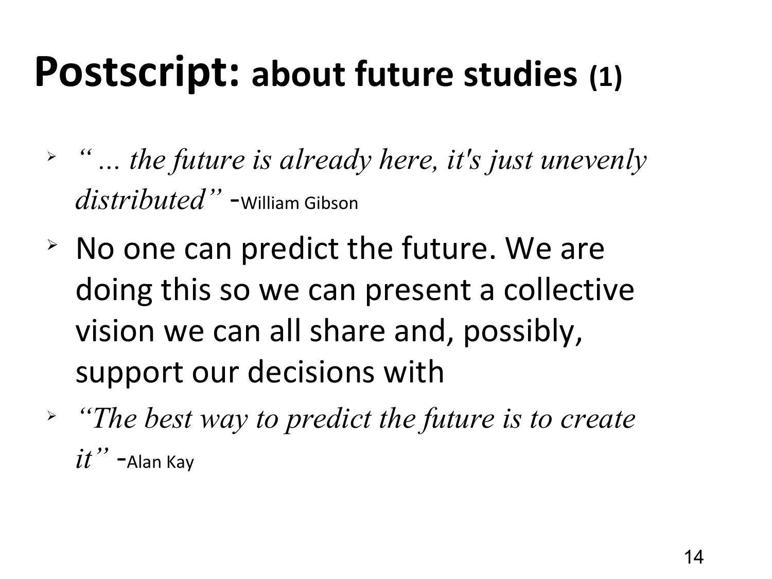# **Postscript:** about future studies (1)

- *" ... the future is already here, it's just unevenly distributed"* -William Gibson
- No one can predict the future. We are doing this so we can present a collective vision we can all share and, possibly, support our decisions with
- *"The best way to predict the future is to create it"* -Alan Kay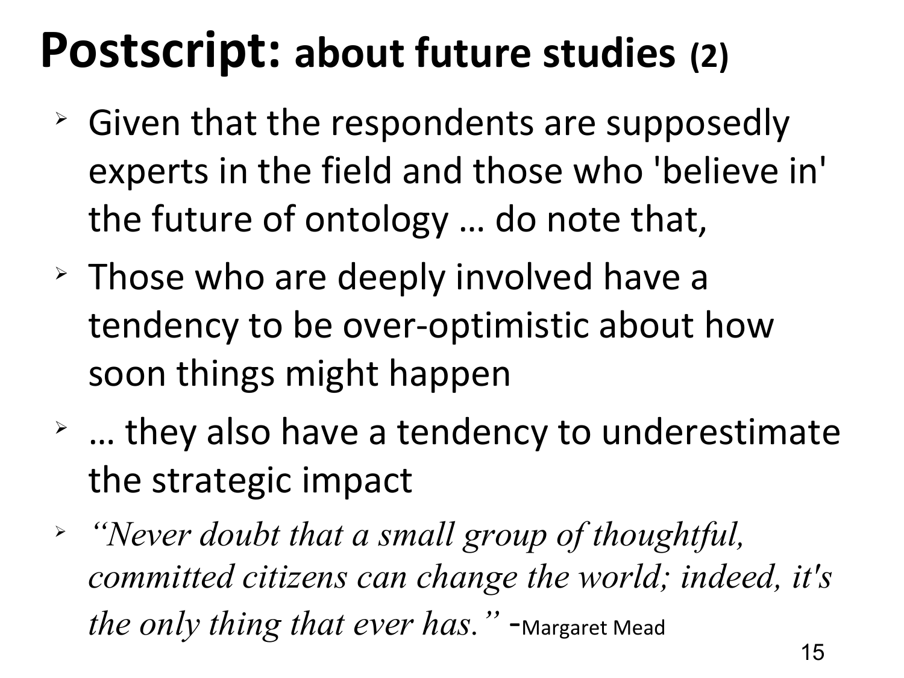# **Postscript:** about future studies (2)

- Given that the respondents are supposedly experts in the field and those who 'believe in' the future of ontology … do note that,
- Those who are deeply involved have a tendency to be over-optimistic about how soon things might happen
- … they also have a tendency to underestimate the strategic impact
- *"Never doubt that a small group of thoughtful, committed citizens can change the world; indeed, it's the only thing that ever has."* -Margaret Mead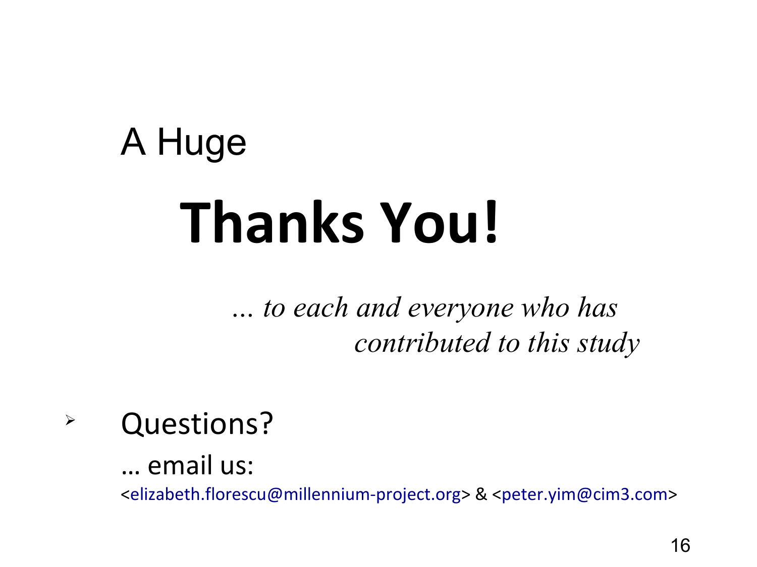A Huge

# Thanks You!

*... to each and everyone who has contributed to this study*

- Questions?

  ... email us:

  <elizabeth.florescu@millennium-project.org> & <peter.yim@cim3.com>